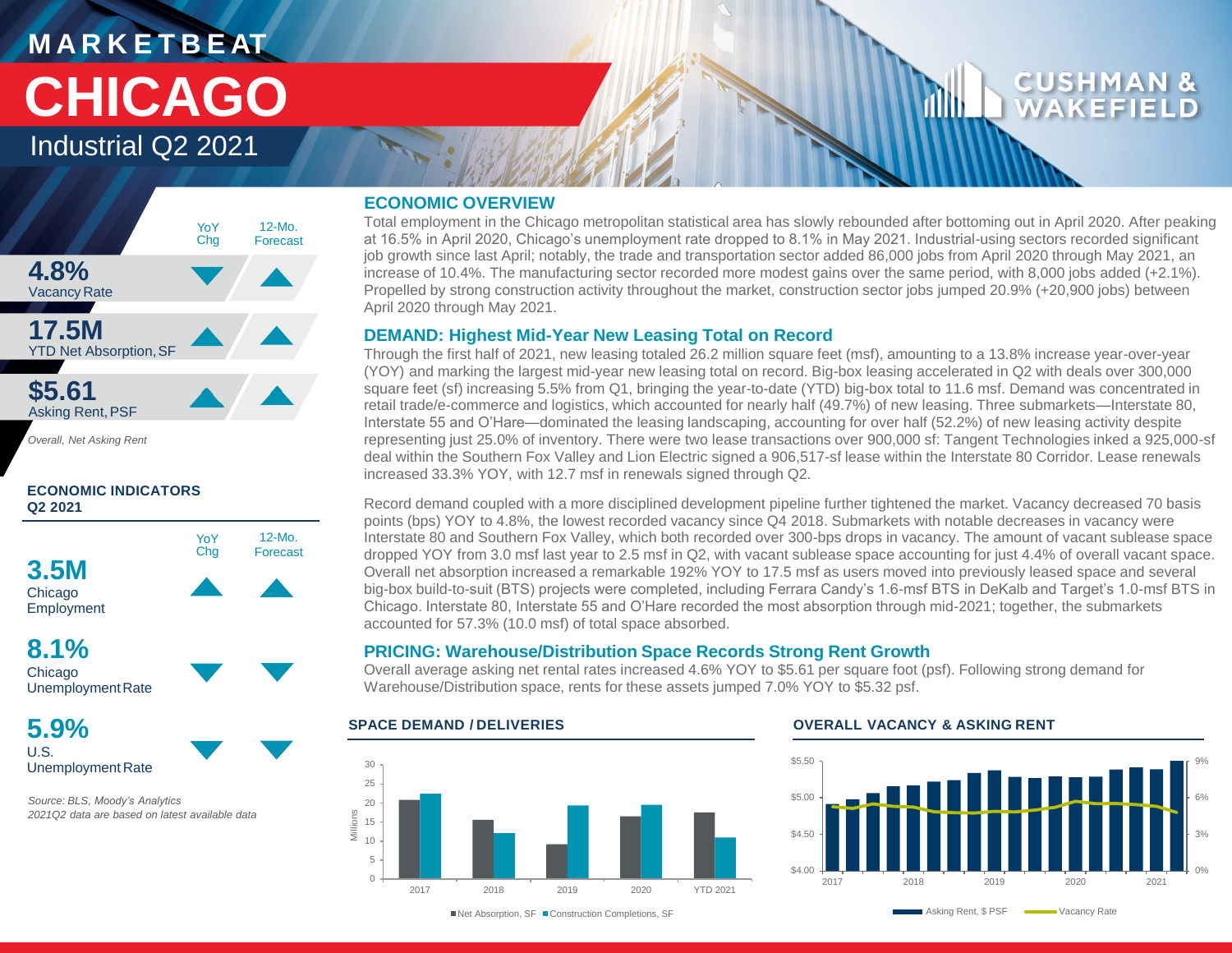# MARKETBEAT

# CHICAGO

## Industrial Q2 2021

| | YoY Chg | 12-Mo. Forecast |
|---|---|---|
| **4.8%** Vacancy Rate | ▼ | ▲ |
| **17.5M** YTD Net Absorption, SF | ▲ | ▲ |
| **$5.61** Asking Rent, PSF | ▲ | ▲ |

*Overall, Net Asking Rent*

### ECONOMIC INDICATORS Q2 2021

| | YoY Chg | 12-Mo. Forecast |
|---|---|---|
| **3.5M** Chicago Employment | ▲ | ▲ |
| **8.1%** Chicago Unemployment Rate | ▼ | ▼ |
| **5.9%** U.S. Unemployment Rate | ▼ | ▼ |

*Source: BLS, Moody's Analytics*
*2021Q2 data are based on latest available data*

## ECONOMIC OVERVIEW

Total employment in the Chicago metropolitan statistical area has slowly rebounded after bottoming out in April 2020. After peaking at 16.5% in April 2020, Chicago's unemployment rate dropped to 8.1% in May 2021. Industrial-using sectors recorded significant job growth since last April; notably, the trade and transportation sector added 86,000 jobs from April 2020 through May 2021, an increase of 10.4%. The manufacturing sector recorded more modest gains over the same period, with 8,000 jobs added (+2.1%). Propelled by strong construction activity throughout the market, construction sector jobs jumped 20.9% (+20,900 jobs) between April 2020 through May 2021.

## DEMAND: Highest Mid-Year New Leasing Total on Record

Through the first half of 2021, new leasing totaled 26.2 million square feet (msf), amounting to a 13.8% increase year-over-year (YOY) and marking the largest mid-year new leasing total on record. Big-box leasing accelerated in Q2 with deals over 300,000 square feet (sf) increasing 5.5% from Q1, bringing the year-to-date (YTD) big-box total to 11.6 msf. Demand was concentrated in retail trade/e-commerce and logistics, which accounted for nearly half (49.7%) of new leasing. Three submarkets—Interstate 80, Interstate 55 and O'Hare—dominated the leasing landscaping, accounting for over half (52.2%) of new leasing activity despite representing just 25.0% of inventory. There were two lease transactions over 900,000 sf: Tangent Technologies inked a 925,000-sf deal within the Southern Fox Valley and Lion Electric signed a 906,517-sf lease within the Interstate 80 Corridor. Lease renewals increased 33.3% YOY, with 12.7 msf in renewals signed through Q2.

Record demand coupled with a more disciplined development pipeline further tightened the market. Vacancy decreased 70 basis points (bps) YOY to 4.8%, the lowest recorded vacancy since Q4 2018. Submarkets with notable decreases in vacancy were Interstate 80 and Southern Fox Valley, which both recorded over 300-bps drops in vacancy. The amount of vacant sublease space dropped YOY from 3.0 msf last year to 2.5 msf in Q2, with vacant sublease space accounting for just 4.4% of overall vacant space. Overall net absorption increased a remarkable 192% YOY to 17.5 msf as users moved into previously leased space and several big-box build-to-suit (BTS) projects were completed, including Ferrara Candy's 1.6-msf BTS in DeKalb and Target's 1.0-msf BTS in Chicago. Interstate 80, Interstate 55 and O'Hare recorded the most absorption through mid-2021; together, the submarkets accounted for 57.3% (10.0 msf) of total space absorbed.

## PRICING: Warehouse/Distribution Space Records Strong Rent Growth

Overall average asking net rental rates increased 4.6% YOY to $5.61 per square foot (psf). Following strong demand for Warehouse/Distribution space, rents for these assets jumped 7.0% YOY to $5.32 psf.

### SPACE DEMAND / DELIVERIES

Net Absorption, SF ■ Construction Completions, SF (Millions): 2017, 2018, 2019, 2020, YTD 2021

### OVERALL VACANCY & ASKING RENT

Asking Rent, $ PSF — Vacancy Rate: 2017–2021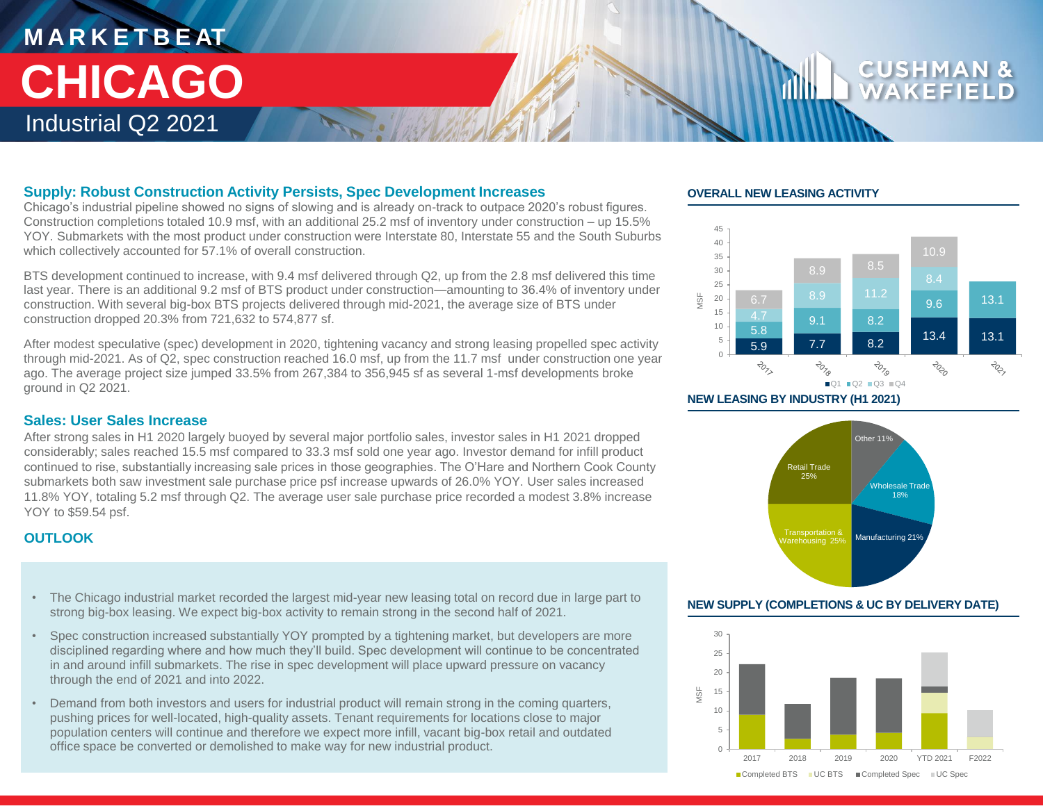# MARKETBEAT

# CHICAGO

## Industrial Q2 2021

### Supply: Robust Construction Activity Persists, Spec Development Increases

Chicago's industrial pipeline showed no signs of slowing and is already on-track to outpace 2020's robust figures. Construction completions totaled 10.9 msf, with an additional 25.2 msf of inventory under construction – up 15.5% YOY. Submarkets with the most product under construction were Interstate 80, Interstate 55 and the South Suburbs which collectively accounted for 57.1% of overall construction.

BTS development continued to increase, with 9.4 msf delivered through Q2, up from the 2.8 msf delivered this time last year. There is an additional 9.2 msf of BTS product under construction—amounting to 36.4% of inventory under construction. With several big-box BTS projects delivered through mid-2021, the average size of BTS under construction dropped 20.3% from 721,632 to 574,877 sf.

After modest speculative (spec) development in 2020, tightening vacancy and strong leasing propelled spec activity through mid-2021. As of Q2, spec construction reached 16.0 msf, up from the 11.7 msf under construction one year ago. The average project size jumped 33.5% from 267,384 to 356,945 sf as several 1-msf developments broke ground in Q2 2021.

### Sales: User Sales Increase

After strong sales in H1 2020 largely buoyed by several major portfolio sales, investor sales in H1 2021 dropped considerably; sales reached 15.5 msf compared to 33.3 msf sold one year ago. Investor demand for infill product continued to rise, substantially increasing sale prices in those geographies. The O'Hare and Northern Cook County submarkets both saw investment sale purchase price psf increase upwards of 26.0% YOY. User sales increased 11.8% YOY, totaling 5.2 msf through Q2. The average user sale purchase price recorded a modest 3.8% increase YOY to $59.54 psf.

### OUTLOOK

- The Chicago industrial market recorded the largest mid-year new leasing total on record due in large part to strong big-box leasing. We expect big-box activity to remain strong in the second half of 2021.
- Spec construction increased substantially YOY prompted by a tightening market, but developers are more disciplined regarding where and how much they'll build. Spec development will continue to be concentrated in and around infill submarkets. The rise in spec development will place upward pressure on vacancy through the end of 2021 and into 2022.
- Demand from both investors and users for industrial product will remain strong in the coming quarters, pushing prices for well-located, high-quality assets. Tenant requirements for locations close to major population centers will continue and therefore we expect more infill, vacant big-box retail and outdated office space be converted or demolished to make way for new industrial product.

### OVERALL NEW LEASING ACTIVITY

MSF

| Year | Q1 | Q2 | Q3 | Q4 |
|---|---|---|---|---|
| 2017 | 5.9 | 5.8 | 4.7 | 6.7 |
| 2018 | 7.7 | 9.1 | 8.9 | 8.9 |
| 2019 | 8.2 | 8.2 | 11.2 | 8.5 |
| 2020 | 13.4 | 9.6 | 8.4 | 10.9 |
| 2021 | 13.1 | 13.1 | | |

### NEW LEASING BY INDUSTRY (H1 2021)

| Industry | Share |
|---|---|
| Retail Trade | 25% |
| Transportation & Warehousing | 25% |
| Manufacturing | 21% |
| Wholesale Trade | 18% |
| Other | 11% |

### NEW SUPPLY (COMPLETIONS & UC BY DELIVERY DATE)

MSF

Categories: 2017, 2018, 2019, 2020, YTD 2021, F2022

Legend: Completed BTS, UC BTS, Completed Spec, UC Spec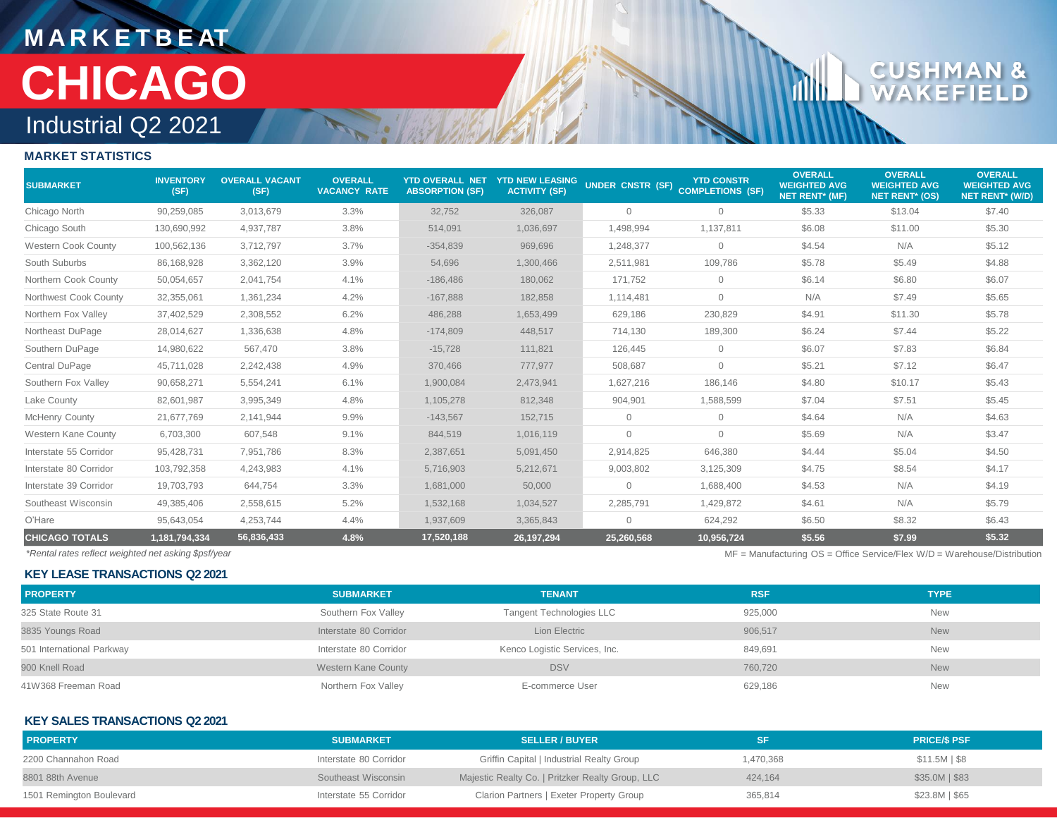MARKETBEAT

# CHICAGO

## Industrial Q2 2021

### MARKET STATISTICS

| SUBMARKET | INVENTORY (SF) | OVERALL VACANT (SF) | OVERALL VACANCY RATE | YTD OVERALL NET ABSORPTION (SF) | YTD NEW LEASING ACTIVITY (SF) | UNDER CNSTR (SF) | YTD CONSTR COMPLETIONS (SF) | OVERALL WEIGHTED AVG NET RENT* (MF) | OVERALL WEIGHTED AVG NET RENT* (OS) | OVERALL WEIGHTED AVG NET RENT* (W/D) |
|---|---|---|---|---|---|---|---|---|---|---|
| Chicago North | 90,259,085 | 3,013,679 | 3.3% | 32,752 | 326,087 | 0 | 0 | $5.33 | $13.04 | $7.40 |
| Chicago South | 130,690,992 | 4,937,787 | 3.8% | 514,091 | 1,036,697 | 1,498,994 | 1,137,811 | $6.08 | $11.00 | $5.30 |
| Western Cook County | 100,562,136 | 3,712,797 | 3.7% | -354,839 | 969,696 | 1,248,377 | 0 | $4.54 | N/A | $5.12 |
| South Suburbs | 86,168,928 | 3,362,120 | 3.9% | 54,696 | 1,300,466 | 2,511,981 | 109,786 | $5.78 | $5.49 | $4.88 |
| Northern Cook County | 50,054,657 | 2,041,754 | 4.1% | -186,486 | 180,062 | 171,752 | 0 | $6.14 | $6.80 | $6.07 |
| Northwest Cook County | 32,355,061 | 1,361,234 | 4.2% | -167,888 | 182,858 | 1,114,481 | 0 | N/A | $7.49 | $5.65 |
| Northern Fox Valley | 37,402,529 | 2,308,552 | 6.2% | 486,288 | 1,653,499 | 629,186 | 230,829 | $4.91 | $11.30 | $5.78 |
| Northeast DuPage | 28,014,627 | 1,336,638 | 4.8% | -174,809 | 448,517 | 714,130 | 189,300 | $6.24 | $7.44 | $5.22 |
| Southern DuPage | 14,980,622 | 567,470 | 3.8% | -15,728 | 111,821 | 126,445 | 0 | $6.07 | $7.83 | $6.84 |
| Central DuPage | 45,711,028 | 2,242,438 | 4.9% | 370,466 | 777,977 | 508,687 | 0 | $5.21 | $7.12 | $6.47 |
| Southern Fox Valley | 90,658,271 | 5,554,241 | 6.1% | 1,900,084 | 2,473,941 | 1,627,216 | 186,146 | $4.80 | $10.17 | $5.43 |
| Lake County | 82,601,987 | 3,995,349 | 4.8% | 1,105,278 | 812,348 | 904,901 | 1,588,599 | $7.04 | $7.51 | $5.45 |
| McHenry County | 21,677,769 | 2,141,944 | 9.9% | -143,567 | 152,715 | 0 | 0 | $4.64 | N/A | $4.63 |
| Western Kane County | 6,703,300 | 607,548 | 9.1% | 844,519 | 1,016,119 | 0 | 0 | $5.69 | N/A | $3.47 |
| Interstate 55 Corridor | 95,428,731 | 7,951,786 | 8.3% | 2,387,651 | 5,091,450 | 2,914,825 | 646,380 | $4.44 | $5.04 | $4.50 |
| Interstate 80 Corridor | 103,792,358 | 4,243,983 | 4.1% | 5,716,903 | 5,212,671 | 9,003,802 | 3,125,309 | $4.75 | $8.54 | $4.17 |
| Interstate 39 Corridor | 19,703,793 | 644,754 | 3.3% | 1,681,000 | 50,000 | 0 | 1,688,400 | $4.53 | N/A | $4.19 |
| Southeast Wisconsin | 49,385,406 | 2,558,615 | 5.2% | 1,532,168 | 1,034,527 | 2,285,791 | 1,429,872 | $4.61 | N/A | $5.79 |
| O'Hare | 95,643,054 | 4,253,744 | 4.4% | 1,937,609 | 3,365,843 | 0 | 624,292 | $6.50 | $8.32 | $6.43 |
| **CHICAGO TOTALS** | **1,181,794,334** | **56,836,433** | **4.8%** | **17,520,188** | **26,197,294** | **25,260,568** | **10,956,724** | **$5.56** | **$7.99** | **$5.32** |

*\*Rental rates reflect weighted net asking $psf/year*

MF = Manufacturing OS = Office Service/Flex W/D = Warehouse/Distribution

### KEY LEASE TRANSACTIONS Q2 2021

| PROPERTY | SUBMARKET | TENANT | RSF | TYPE |
|---|---|---|---|---|
| 325 State Route 31 | Southern Fox Valley | Tangent Technologies LLC | 925,000 | New |
| 3835 Youngs Road | Interstate 80 Corridor | Lion Electric | 906,517 | New |
| 501 International Parkway | Interstate 80 Corridor | Kenco Logistic Services, Inc. | 849,691 | New |
| 900 Knell Road | Western Kane County | DSV | 760,720 | New |
| 41W368 Freeman Road | Northern Fox Valley | E-commerce User | 629,186 | New |

### KEY SALES TRANSACTIONS Q2 2021

| PROPERTY | SUBMARKET | SELLER / BUYER | SF | PRICE/$ PSF |
|---|---|---|---|---|
| 2200 Channahon Road | Interstate 80 Corridor | Griffin Capital \| Industrial Realty Group | 1,470,368 | $11.5M \| $8 |
| 8801 88th Avenue | Southeast Wisconsin | Majestic Realty Co. \| Pritzker Realty Group, LLC | 424,164 | $35.0M \| $83 |
| 1501 Remington Boulevard | Interstate 55 Corridor | Clarion Partners \| Exeter Property Group | 365,814 | $23.8M \| $65 |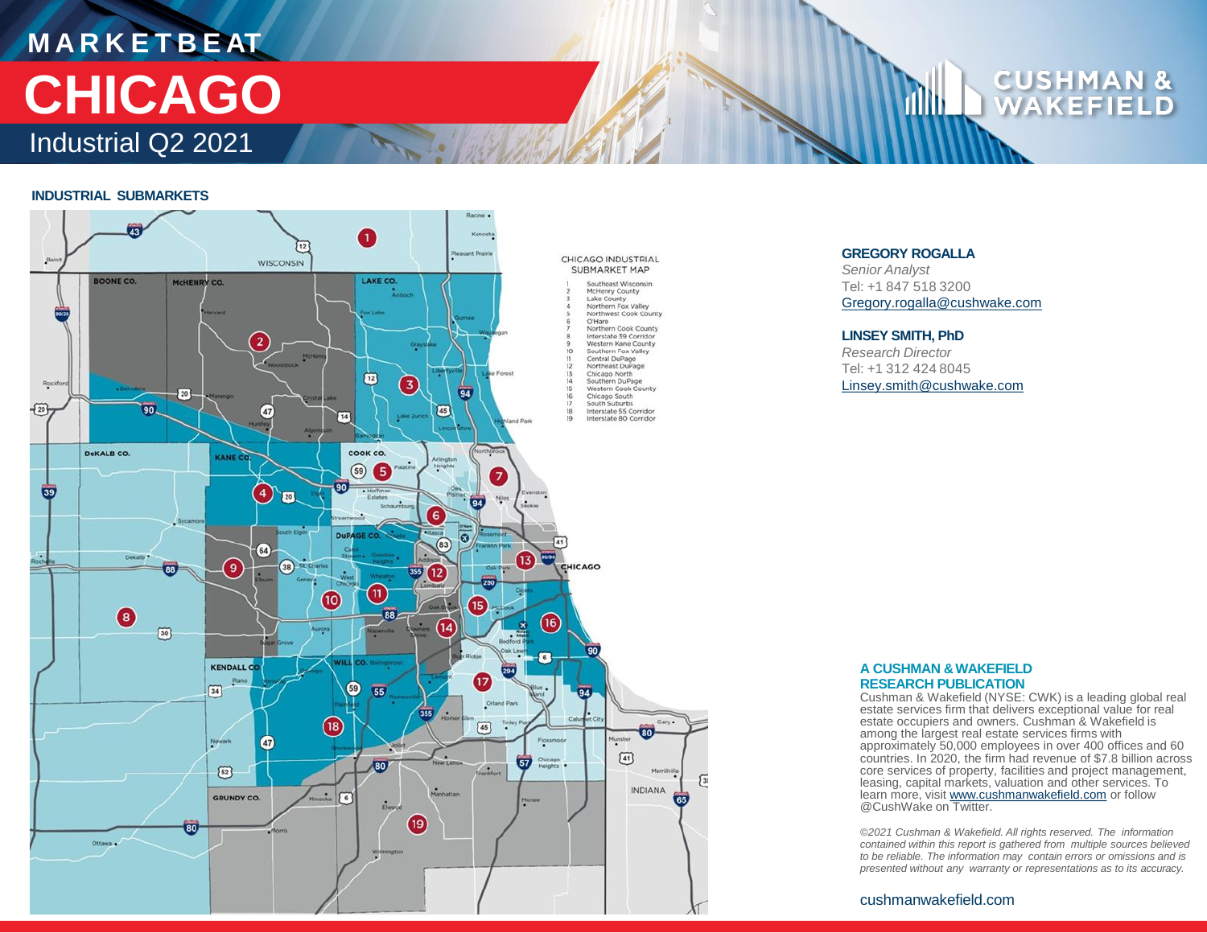# MARKETBEAT

# CHICAGO

## Industrial Q2 2021

### INDUSTRIAL SUBMARKETS

CHICAGO INDUSTRIAL SUBMARKET MAP

1. Southeast Wisconsin
2. McHenry County
3. Lake County
4. Northern Fox Valley
5. Northwest Cook County
6. O'Hare
7. Northern Cook County
8. Interstate 39 Corridor
9. Western Kane County
10. Southern Fox Valley
11. Central DuPage
12. Northeast DuPage
13. Chicago North
14. Southern DuPage
15. Western Cook County
16. Chicago South
17. South Suburbs
18. Interstate 55 Corridor
19. Interstate 80 Corridor

**GREGORY ROGALLA**
*Senior Analyst*
Tel: +1 847 518 3200
Gregory.rogalla@cushwake.com

**LINSEY SMITH, PhD**
*Research Director*
Tel: +1 312 424 8045
Linsey.smith@cushwake.com

**A CUSHMAN & WAKEFIELD RESEARCH PUBLICATION**

Cushman & Wakefield (NYSE: CWK) is a leading global real estate services firm that delivers exceptional value for real estate occupiers and owners. Cushman & Wakefield is among the largest real estate services firms with approximately 50,000 employees in over 400 offices and 60 countries. In 2020, the firm had revenue of $7.8 billion across core services of property, facilities and project management, leasing, capital markets, valuation and other services. To learn more, visit www.cushmanwakefield.com or follow @CushWake on Twitter.

*©2021 Cushman & Wakefield. All rights reserved. The information contained within this report is gathered from multiple sources believed to be reliable. The information may contain errors or omissions and is presented without any warranty or representations as to its accuracy.*

cushmanwakefield.com